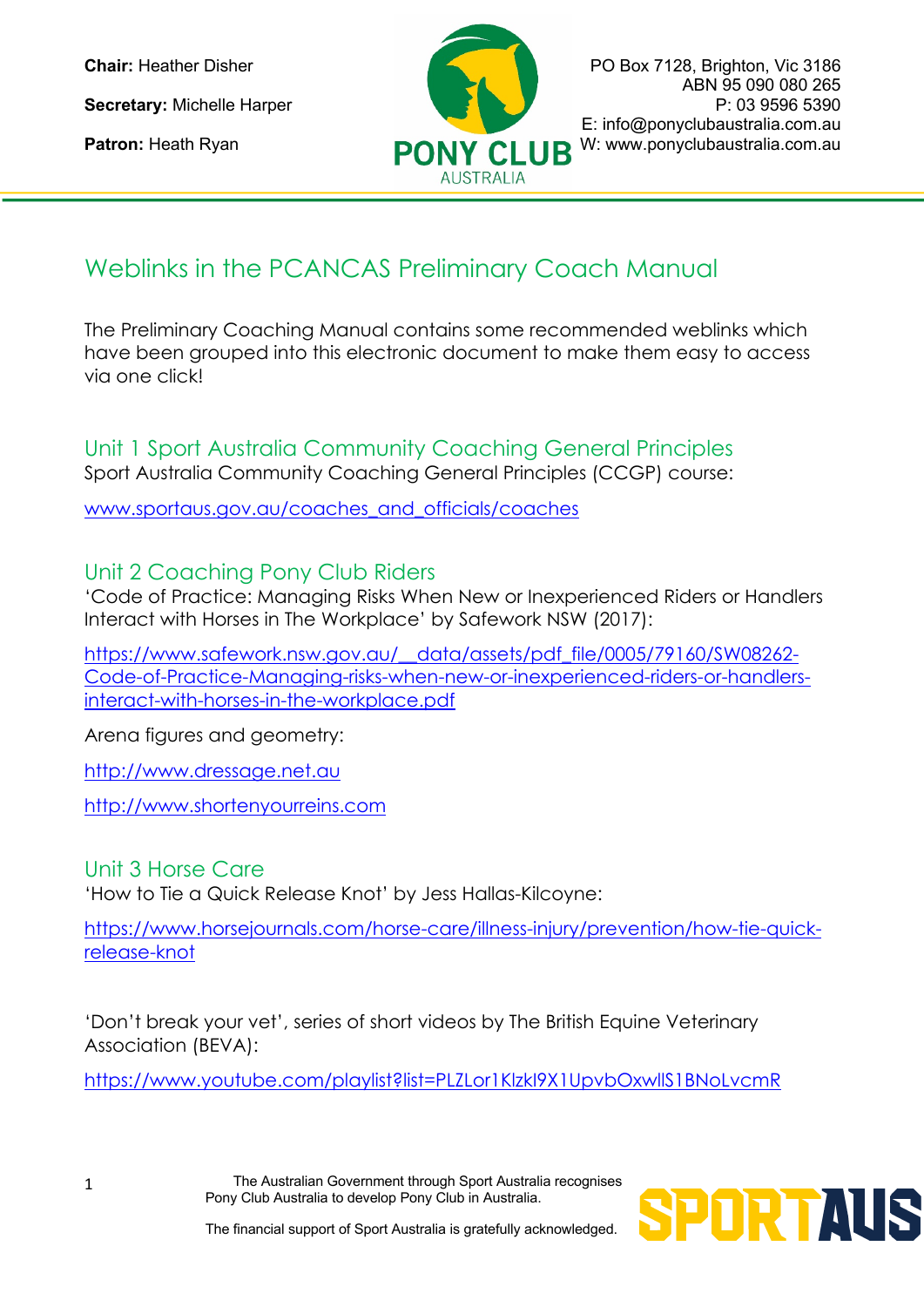**Chair:** Heather Disher

**Secretary:** Michelle Harper

**Patron:** Heath Ryan

PONY CLUB AUSTRALIA

PO Box 7128, Brighton, Vic 3186
ABN 95 090 080 265
P: 03 9596 5390
E: info@ponyclubaustralia.com.au
W: www.ponyclubaustralia.com.au

# Weblinks in the PCANCAS Preliminary Coach Manual

The Preliminary Coaching Manual contains some recommended weblinks which have been grouped into this electronic document to make them easy to access via one click!

## Unit 1 Sport Australia Community Coaching General Principles

Sport Australia Community Coaching General Principles (CCGP) course:

www.sportaus.gov.au/coaches_and_officials/coaches

## Unit 2 Coaching Pony Club Riders

'Code of Practice: Managing Risks When New or Inexperienced Riders or Handlers Interact with Horses in The Workplace' by Safework NSW (2017):

https://www.safework.nsw.gov.au/__data/assets/pdf_file/0005/79160/SW08262-Code-of-Practice-Managing-risks-when-new-or-inexperienced-riders-or-handlers-interact-with-horses-in-the-workplace.pdf

Arena figures and geometry:

http://www.dressage.net.au

http://www.shortenyourreins.com

## Unit 3 Horse Care

'How to Tie a Quick Release Knot' by Jess Hallas-Kilcoyne:

https://www.horsejournals.com/horse-care/illness-injury/prevention/how-tie-quick-release-knot

'Don't break your vet', series of short videos by The British Equine Veterinary Association (BEVA):

https://www.youtube.com/playlist?list=PLZLor1Klzkl9X1UpvbOxwllS1BNoLvcmR

The Australian Government through Sport Australia recognises Pony Club Australia to develop Pony Club in Australia.

The financial support of Sport Australia is gratefully acknowledged.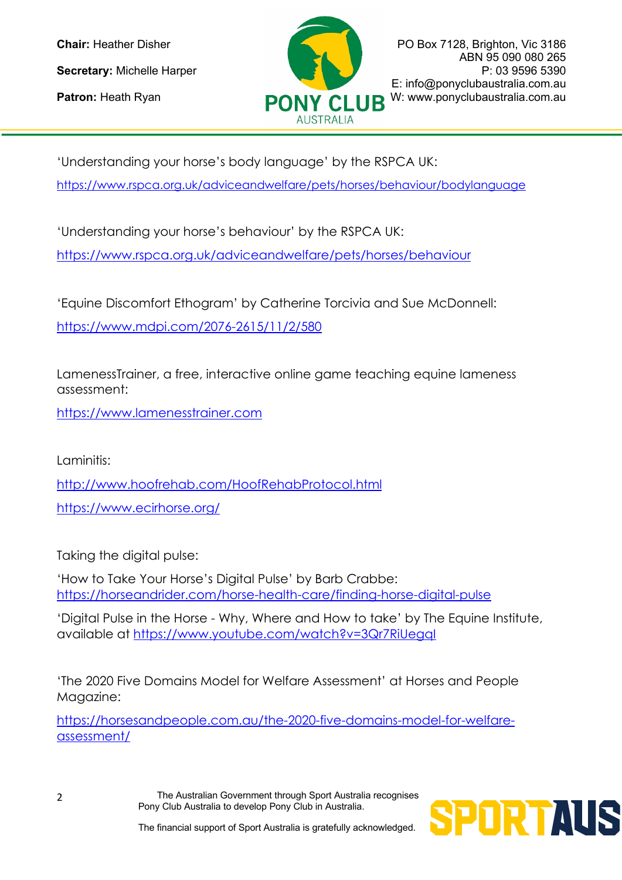'Understanding your horse's body language' by the RSPCA UK:

https://www.rspca.org.uk/adviceandwelfare/pets/horses/behaviour/bodylanguage

'Understanding your horse's behaviour' by the RSPCA UK:

https://www.rspca.org.uk/adviceandwelfare/pets/horses/behaviour

'Equine Discomfort Ethogram' by Catherine Torcivia and Sue McDonnell:

https://www.mdpi.com/2076-2615/11/2/580

LamenessTrainer, a free, interactive online game teaching equine lameness assessment:

https://www.lamenesstrainer.com

Laminitis:

http://www.hoofrehab.com/HoofRehabProtocol.html

https://www.ecirhorse.org/

Taking the digital pulse:

'How to Take Your Horse's Digital Pulse' by Barb Crabbe: https://horseandrider.com/horse-health-care/finding-horse-digital-pulse

'Digital Pulse in the Horse - Why, Where and How to take' by The Equine Institute, available at https://www.youtube.com/watch?v=3Qr7RiUegql

'The 2020 Five Domains Model for Welfare Assessment' at Horses and People Magazine:

https://horsesandpeople.com.au/the-2020-five-domains-model-for-welfare-assessment/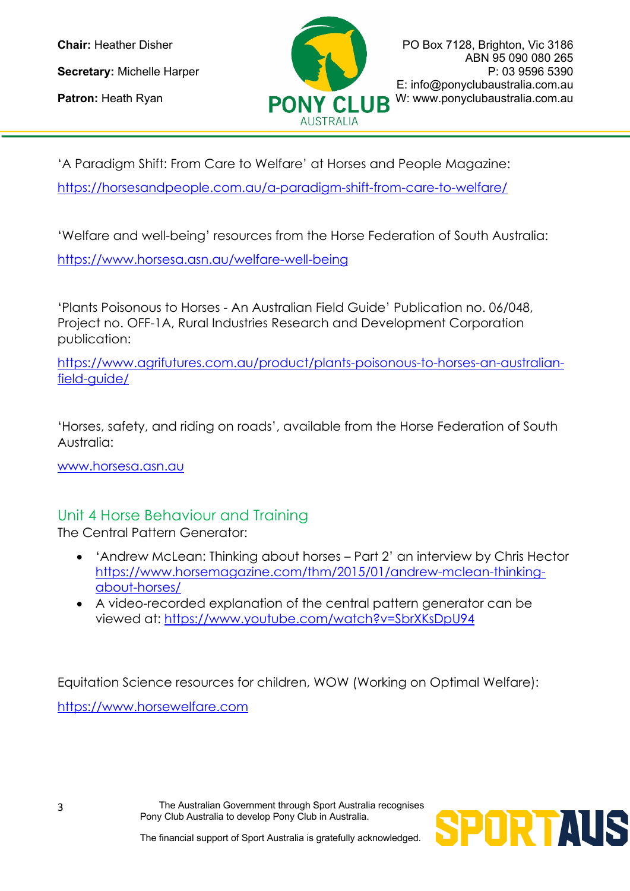'A Paradigm Shift: From Care to Welfare' at Horses and People Magazine:

https://horsesandpeople.com.au/a-paradigm-shift-from-care-to-welfare/

'Welfare and well-being' resources from the Horse Federation of South Australia:

https://www.horsesa.asn.au/welfare-well-being

'Plants Poisonous to Horses - An Australian Field Guide' Publication no. 06/048, Project no. OFF-1A, Rural Industries Research and Development Corporation publication:

https://www.agrifutures.com.au/product/plants-poisonous-to-horses-an-australian-field-guide/

'Horses, safety, and riding on roads', available from the Horse Federation of South Australia:

www.horsesa.asn.au

## Unit 4 Horse Behaviour and Training

The Central Pattern Generator:

- 'Andrew McLean: Thinking about horses – Part 2' an interview by Chris Hector https://www.horsemagazine.com/thm/2015/01/andrew-mclean-thinking-about-horses/
- A video-recorded explanation of the central pattern generator can be viewed at: https://www.youtube.com/watch?v=SbrXKsDpU94

Equitation Science resources for children, WOW (Working on Optimal Welfare):

https://www.horsewelfare.com